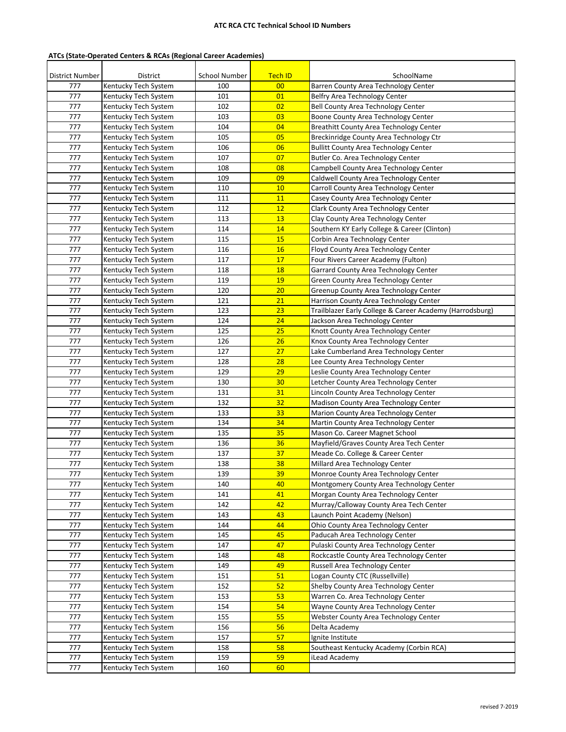# ATC RCA CTC Technical School ID Numbers

**ATCs (State-Operated Centers & RCAs (Regional Career Academies)**

| District Number | District | School Number | Tech ID | SchoolName |
|---|---|---|---|---|
| 777 | Kentucky Tech System | 100 | 00 | Barren County Area Technology Center |
| 777 | Kentucky Tech System | 101 | 01 | Belfry Area Technology Center |
| 777 | Kentucky Tech System | 102 | 02 | Bell County Area Technology Center |
| 777 | Kentucky Tech System | 103 | 03 | Boone County Area Technology Center |
| 777 | Kentucky Tech System | 104 | 04 | Breathitt County Area Technology Center |
| 777 | Kentucky Tech System | 105 | 05 | Breckinridge County Area Technology Ctr |
| 777 | Kentucky Tech System | 106 | 06 | Bullitt County Area Technology Center |
| 777 | Kentucky Tech System | 107 | 07 | Butler Co. Area Technology Center |
| 777 | Kentucky Tech System | 108 | 08 | Campbell County Area Technology Center |
| 777 | Kentucky Tech System | 109 | 09 | Caldwell County Area Technology Center |
| 777 | Kentucky Tech System | 110 | 10 | Carroll County Area Technology Center |
| 777 | Kentucky Tech System | 111 | 11 | Casey County Area Technology Center |
| 777 | Kentucky Tech System | 112 | 12 | Clark County Area Technology Center |
| 777 | Kentucky Tech System | 113 | 13 | Clay County Area Technology Center |
| 777 | Kentucky Tech System | 114 | 14 | Southern KY Early College & Career (Clinton) |
| 777 | Kentucky Tech System | 115 | 15 | Corbin Area Technology Center |
| 777 | Kentucky Tech System | 116 | 16 | Floyd County Area Technology Center |
| 777 | Kentucky Tech System | 117 | 17 | Four Rivers Career Academy (Fulton) |
| 777 | Kentucky Tech System | 118 | 18 | Garrard County Area Technology Center |
| 777 | Kentucky Tech System | 119 | 19 | Green County Area Technology Center |
| 777 | Kentucky Tech System | 120 | 20 | Greenup County Area Technology Center |
| 777 | Kentucky Tech System | 121 | 21 | Harrison County Area Technology Center |
| 777 | Kentucky Tech System | 123 | 23 | Trailblazer Early College & Career Academy (Harrodsburg) |
| 777 | Kentucky Tech System | 124 | 24 | Jackson Area Technology Center |
| 777 | Kentucky Tech System | 125 | 25 | Knott County Area Technology Center |
| 777 | Kentucky Tech System | 126 | 26 | Knox County Area Technology Center |
| 777 | Kentucky Tech System | 127 | 27 | Lake Cumberland Area Technology Center |
| 777 | Kentucky Tech System | 128 | 28 | Lee County Area Technology Center |
| 777 | Kentucky Tech System | 129 | 29 | Leslie County Area Technology Center |
| 777 | Kentucky Tech System | 130 | 30 | Letcher County Area Technology Center |
| 777 | Kentucky Tech System | 131 | 31 | Lincoln County Area Technology Center |
| 777 | Kentucky Tech System | 132 | 32 | Madison County Area Technology Center |
| 777 | Kentucky Tech System | 133 | 33 | Marion County Area Technology Center |
| 777 | Kentucky Tech System | 134 | 34 | Martin County Area Technology Center |
| 777 | Kentucky Tech System | 135 | 35 | Mason Co. Career Magnet School |
| 777 | Kentucky Tech System | 136 | 36 | Mayfield/Graves County Area Tech Center |
| 777 | Kentucky Tech System | 137 | 37 | Meade Co. College & Career Center |
| 777 | Kentucky Tech System | 138 | 38 | Millard Area Technology Center |
| 777 | Kentucky Tech System | 139 | 39 | Monroe County Area Technology Center |
| 777 | Kentucky Tech System | 140 | 40 | Montgomery County Area Technology Center |
| 777 | Kentucky Tech System | 141 | 41 | Morgan County Area Technology Center |
| 777 | Kentucky Tech System | 142 | 42 | Murray/Calloway County Area Tech Center |
| 777 | Kentucky Tech System | 143 | 43 | Launch Point Academy (Nelson) |
| 777 | Kentucky Tech System | 144 | 44 | Ohio County Area Technology Center |
| 777 | Kentucky Tech System | 145 | 45 | Paducah Area Technology Center |
| 777 | Kentucky Tech System | 147 | 47 | Pulaski County Area Technology Center |
| 777 | Kentucky Tech System | 148 | 48 | Rockcastle County Area Technology Center |
| 777 | Kentucky Tech System | 149 | 49 | Russell Area Technology Center |
| 777 | Kentucky Tech System | 151 | 51 | Logan County CTC (Russellville) |
| 777 | Kentucky Tech System | 152 | 52 | Shelby County Area Technology Center |
| 777 | Kentucky Tech System | 153 | 53 | Warren Co. Area Technology Center |
| 777 | Kentucky Tech System | 154 | 54 | Wayne County Area Technology Center |
| 777 | Kentucky Tech System | 155 | 55 | Webster County Area Technology Center |
| 777 | Kentucky Tech System | 156 | 56 | Delta Academy |
| 777 | Kentucky Tech System | 157 | 57 | Ignite Institute |
| 777 | Kentucky Tech System | 158 | 58 | Southeast Kentucky Academy (Corbin RCA) |
| 777 | Kentucky Tech System | 159 | 59 | iLead Academy |
| 777 | Kentucky Tech System | 160 | 60 | |

revised 7-2019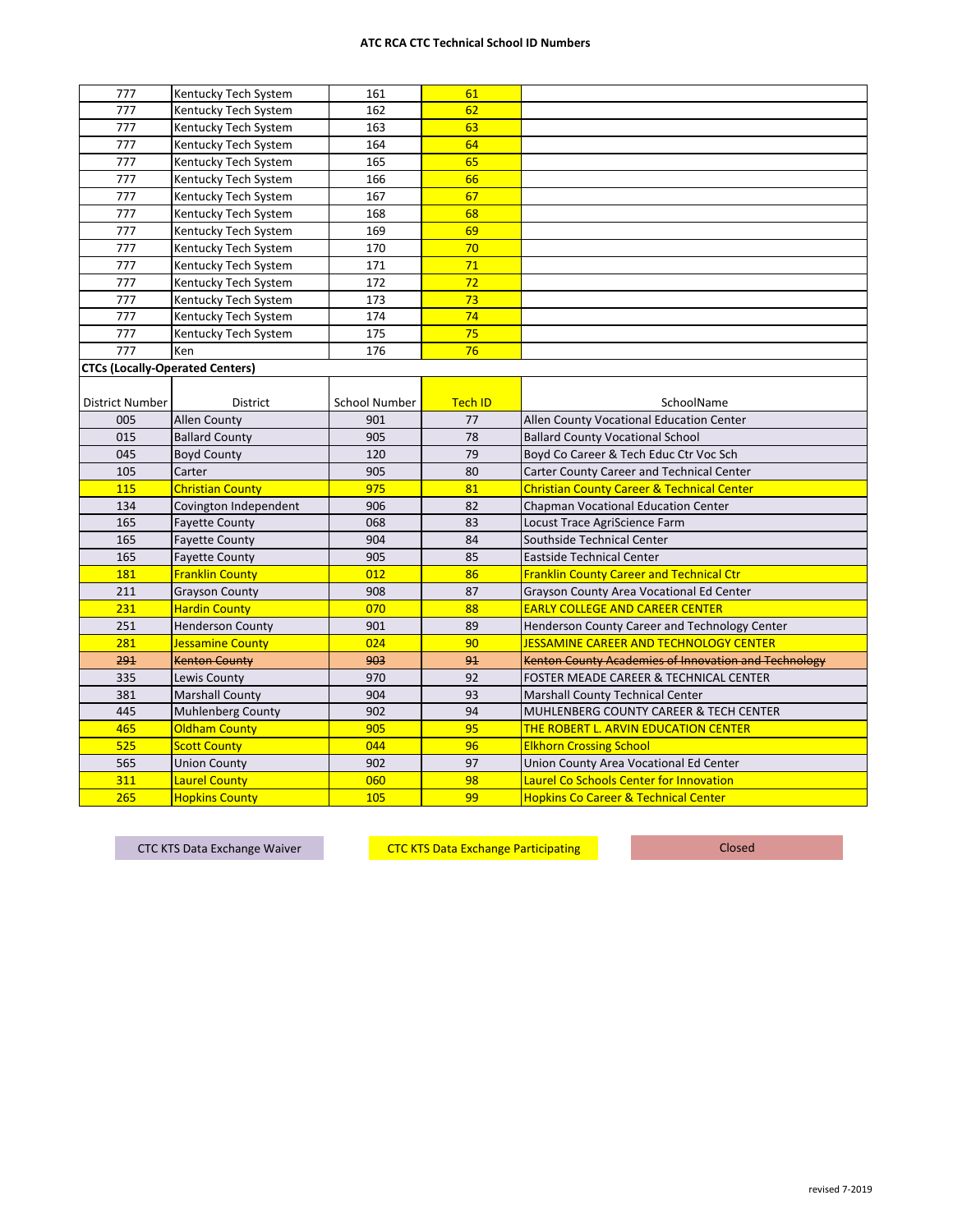**ATC RCA CTC Technical School ID Numbers**

| | | | | |
|---|---|---|---|---|
| 777 | Kentucky Tech System | 161 | 61 | |
| 777 | Kentucky Tech System | 162 | 62 | |
| 777 | Kentucky Tech System | 163 | 63 | |
| 777 | Kentucky Tech System | 164 | 64 | |
| 777 | Kentucky Tech System | 165 | 65 | |
| 777 | Kentucky Tech System | 166 | 66 | |
| 777 | Kentucky Tech System | 167 | 67 | |
| 777 | Kentucky Tech System | 168 | 68 | |
| 777 | Kentucky Tech System | 169 | 69 | |
| 777 | Kentucky Tech System | 170 | 70 | |
| 777 | Kentucky Tech System | 171 | 71 | |
| 777 | Kentucky Tech System | 172 | 72 | |
| 777 | Kentucky Tech System | 173 | 73 | |
| 777 | Kentucky Tech System | 174 | 74 | |
| 777 | Kentucky Tech System | 175 | 75 | |
| 777 | Ken | 176 | 76 | |
| **CTCs (Locally-Operated Centers)** | | | | |
| District Number | District | School Number | Tech ID | SchoolName |
| 005 | Allen County | 901 | 77 | Allen County Vocational Education Center |
| 015 | Ballard County | 905 | 78 | Ballard County Vocational School |
| 045 | Boyd County | 120 | 79 | Boyd Co Career & Tech Educ Ctr Voc Sch |
| 105 | Carter | 905 | 80 | Carter County Career and Technical Center |
| 115 | Christian County | 975 | 81 | Christian County Career & Technical Center |
| 134 | Covington Independent | 906 | 82 | Chapman Vocational Education Center |
| 165 | Fayette County | 068 | 83 | Locust Trace AgriScience Farm |
| 165 | Fayette County | 904 | 84 | Southside Technical Center |
| 165 | Fayette County | 905 | 85 | Eastside Technical Center |
| 181 | Franklin County | 012 | 86 | Franklin County Career and Technical Ctr |
| 211 | Grayson County | 908 | 87 | Grayson County Area Vocational Ed Center |
| 231 | Hardin County | 070 | 88 | EARLY COLLEGE AND CAREER CENTER |
| 251 | Henderson County | 901 | 89 | Henderson County Career and Technology Center |
| 281 | Jessamine County | 024 | 90 | JESSAMINE CAREER AND TECHNOLOGY CENTER |
| ~~291~~ | ~~Kenton County~~ | ~~903~~ | ~~91~~ | ~~Kenton County Academies of Innovation and Technology~~ |
| 335 | Lewis County | 970 | 92 | FOSTER MEADE CAREER & TECHNICAL CENTER |
| 381 | Marshall County | 904 | 93 | Marshall County Technical Center |
| 445 | Muhlenberg County | 902 | 94 | MUHLENBERG COUNTY CAREER & TECH CENTER |
| 465 | Oldham County | 905 | 95 | THE ROBERT L. ARVIN EDUCATION CENTER |
| 525 | Scott County | 044 | 96 | Elkhorn Crossing School |
| 565 | Union County | 902 | 97 | Union County Area Vocational Ed Center |
| 311 | Laurel County | 060 | 98 | Laurel Co Schools Center for Innovation |
| 265 | Hopkins County | 105 | 99 | Hopkins Co Career & Technical Center |

CTC KTS Data Exchange Waiver

CTC KTS Data Exchange Participating

Closed

revised 7-2019